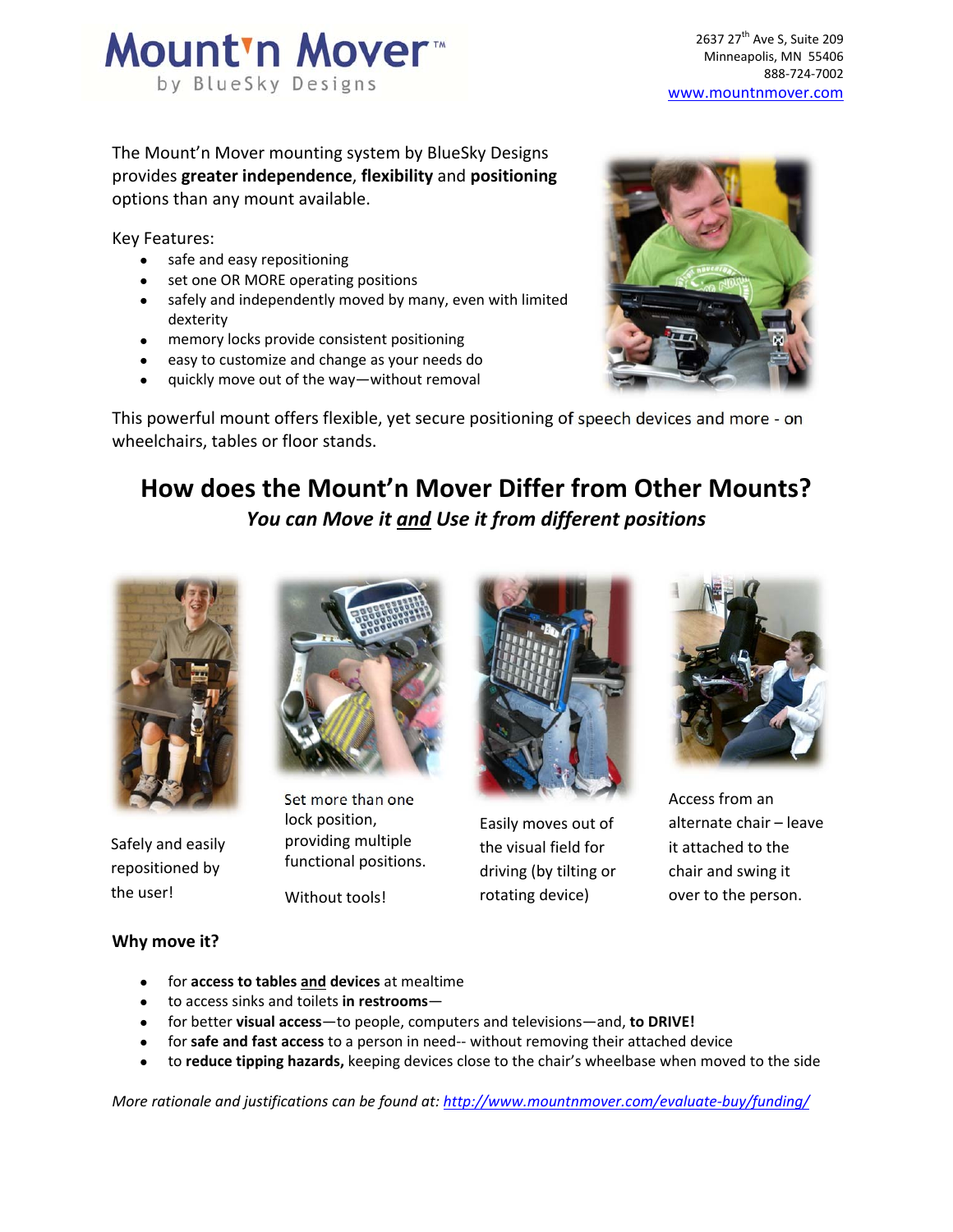# Mount'n Mover™

by BlueSky Designs

2637 27th Ave S, Suite 209
Minneapolis, MN 55406
888-724-7002
www.mountnmover.com

The Mount'n Mover mounting system by BlueSky Designs provides **greater independence**, **flexibility** and **positioning** options than any mount available.

Key Features:

- safe and easy repositioning
- set one OR MORE operating positions
- safely and independently moved by many, even with limited dexterity
- memory locks provide consistent positioning
- easy to customize and change as your needs do
- quickly move out of the way—without removal

This powerful mount offers flexible, yet secure positioning of speech devices and more - on wheelchairs, tables or floor stands.

## How does the Mount'n Mover Differ from Other Mounts?

***You can Move it <u>and</u> Use it from different positions***

Safely and easily repositioned by the user!

Set more than one lock position, providing multiple functional positions.

Without tools!

Easily moves out of the visual field for driving (by tilting or rotating device)

Access from an alternate chair – leave it attached to the chair and swing it over to the person.

### Why move it?

- for **access to tables <u>and</u> devices** at mealtime
- to access sinks and toilets **in restrooms**—
- for better **visual access**—to people, computers and televisions—and, **to DRIVE!**
- for **safe and fast access** to a person in need-- without removing their attached device
- to **reduce tipping hazards,** keeping devices close to the chair's wheelbase when moved to the side

*More rationale and justifications can be found at: http://www.mountnmover.com/evaluate-buy/funding/*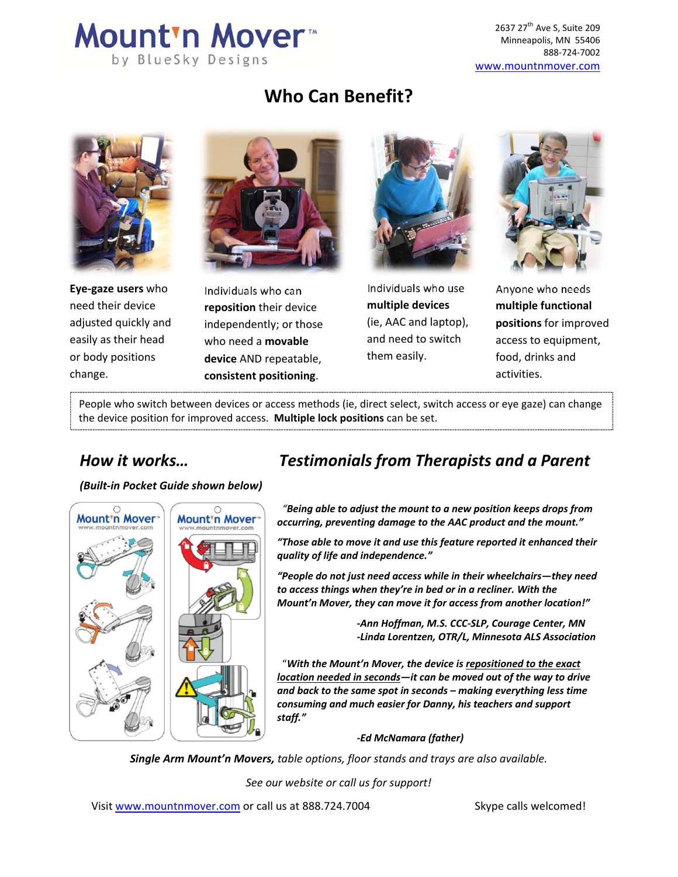**Mount'n Mover™**
by BlueSky Designs

2637 27th Ave S, Suite 209
Minneapolis, MN 55406
888-724-7002
www.mountnmover.com

# Who Can Benefit?

**Eye-gaze users** who need their device adjusted quickly and easily as their head or body positions change.

Individuals who can **reposition** their device independently; or those who need a **movable device** AND repeatable, **consistent positioning**.

Individuals who use **multiple devices** (ie, AAC and laptop), and need to switch them easily.

Anyone who needs **multiple functional positions** for improved access to equipment, food, drinks and activities.

People who switch between devices or access methods (ie, direct select, switch access or eye gaze) can change the device position for improved access. **Multiple lock positions** can be set.

## *How it works…*

***(Built-in Pocket Guide shown below)***

## *Testimonials from Therapists and a Parent*

***"Being able to adjust the mount to a new position keeps drops from occurring, preventing damage to the AAC product and the mount."***

***"Those able to move it and use this feature reported it enhanced their quality of life and independence."***

***"People do not just need access while in their wheelchairs—they need to access things when they're in bed or in a recliner. With the Mount'n Mover, they can move it for access from another location!"***

***-Ann Hoffman, M.S. CCC-SLP, Courage Center, MN***
***-Linda Lorentzen, OTR/L, Minnesota ALS Association***

"***With the Mount'n Mover, the device is repositioned to the exact location needed in seconds—it can be moved out of the way to drive and back to the same spot in seconds – making everything less time consuming and much easier for Danny, his teachers and support staff."***

***-Ed McNamara (father)***

***Single Arm Mount'n Movers,*** *table options, floor stands and trays are also available.*

*See our website or call us for support!*

Visit www.mountnmover.com or call us at 888.724.7004

Skype calls welcomed!